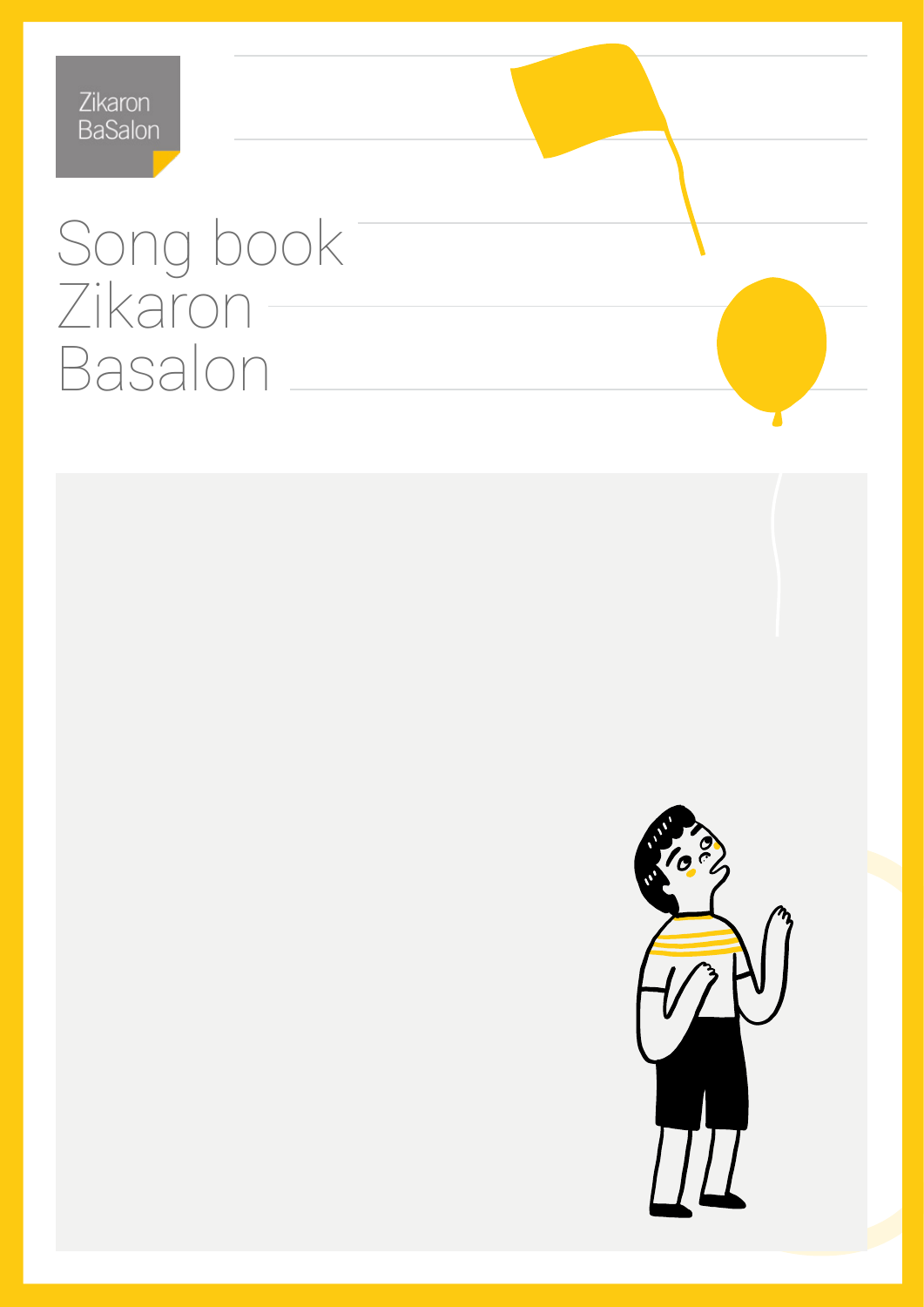Zikaron
BaSalon

# Song book Zikaron Basalon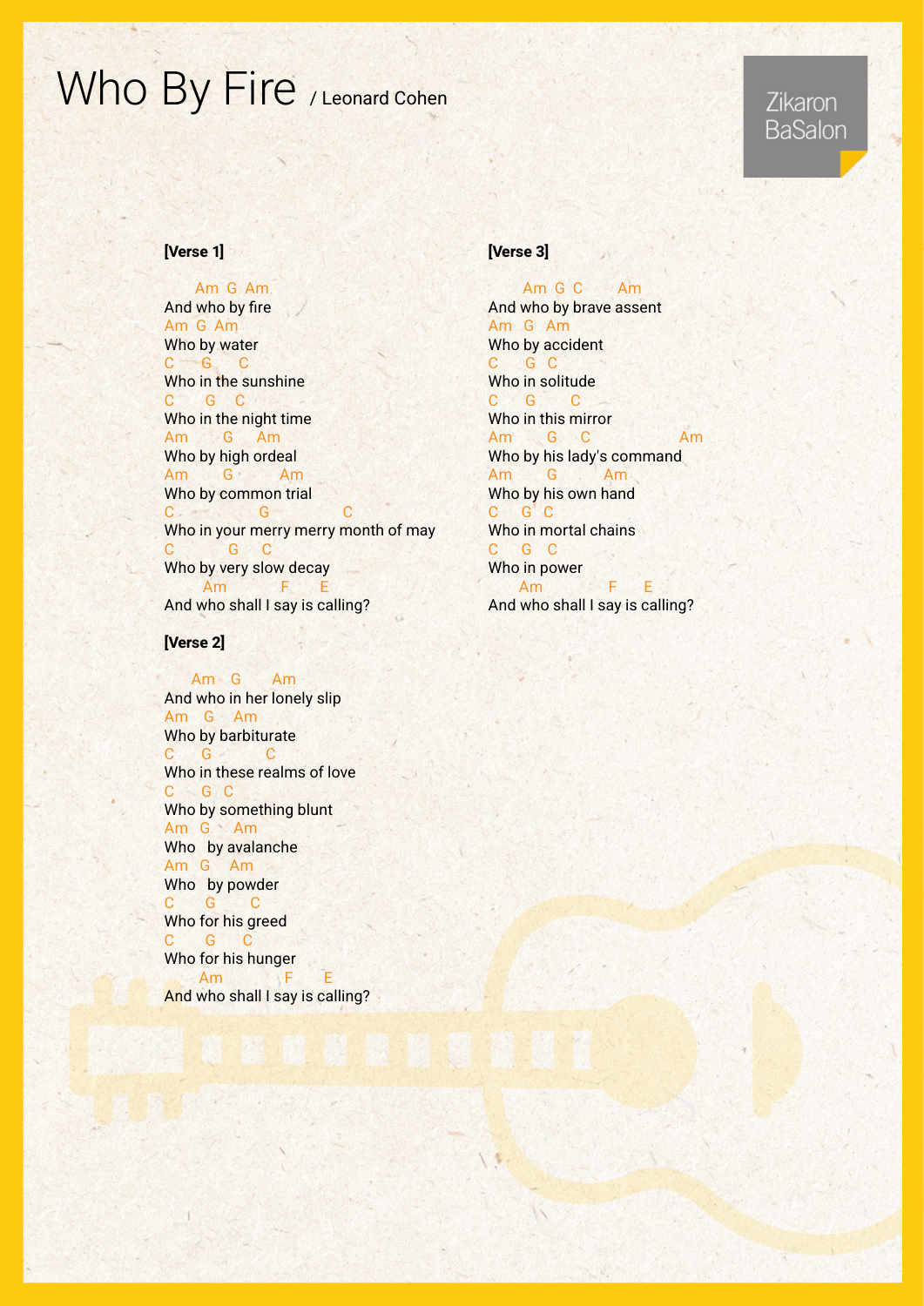# Who By Fire / Leonard Cohen

Zikaron BaSalon

**[Verse 1]**

```
      Am  G  Am
And who by fire
Am  G  Am
Who by water
C      G      C
Who in the sunshine
C       G     C
Who in the night time
Am        G     Am
Who by high ordeal
Am        G          Am
Who by common trial
C                    G                 C
Who in your merry merry month of may
C             G      C
Who by very slow decay
       Am              F       E
And who shall I say is calling?
```

**[Verse 2]**

```
     Am    G       Am
And who in her lonely slip
Am    G     Am
Who by barbiturate
C      G             C
Who in these realms of love
C       G  C
Who by something blunt
Am   G     Am
Who   by avalanche
Am   G     Am
Who   by powder
C       G        C
Who for his greed
C       G       C
Who for his hunger
      Am              F       E
And who shall I say is calling?
```

**[Verse 3]**

```
      Am  G  C        Am
And who by brave assent
Am   G   Am
Who by accident
C      G  C
Who in solitude
C      G        C
Who in this mirror
Am        G     C                  Am
Who by his lady's command
Am        G          Am
Who by his own hand
C     G  C
Who in mortal chains
C     G   C
Who in power
      Am              F       E
And who shall I say is calling?
```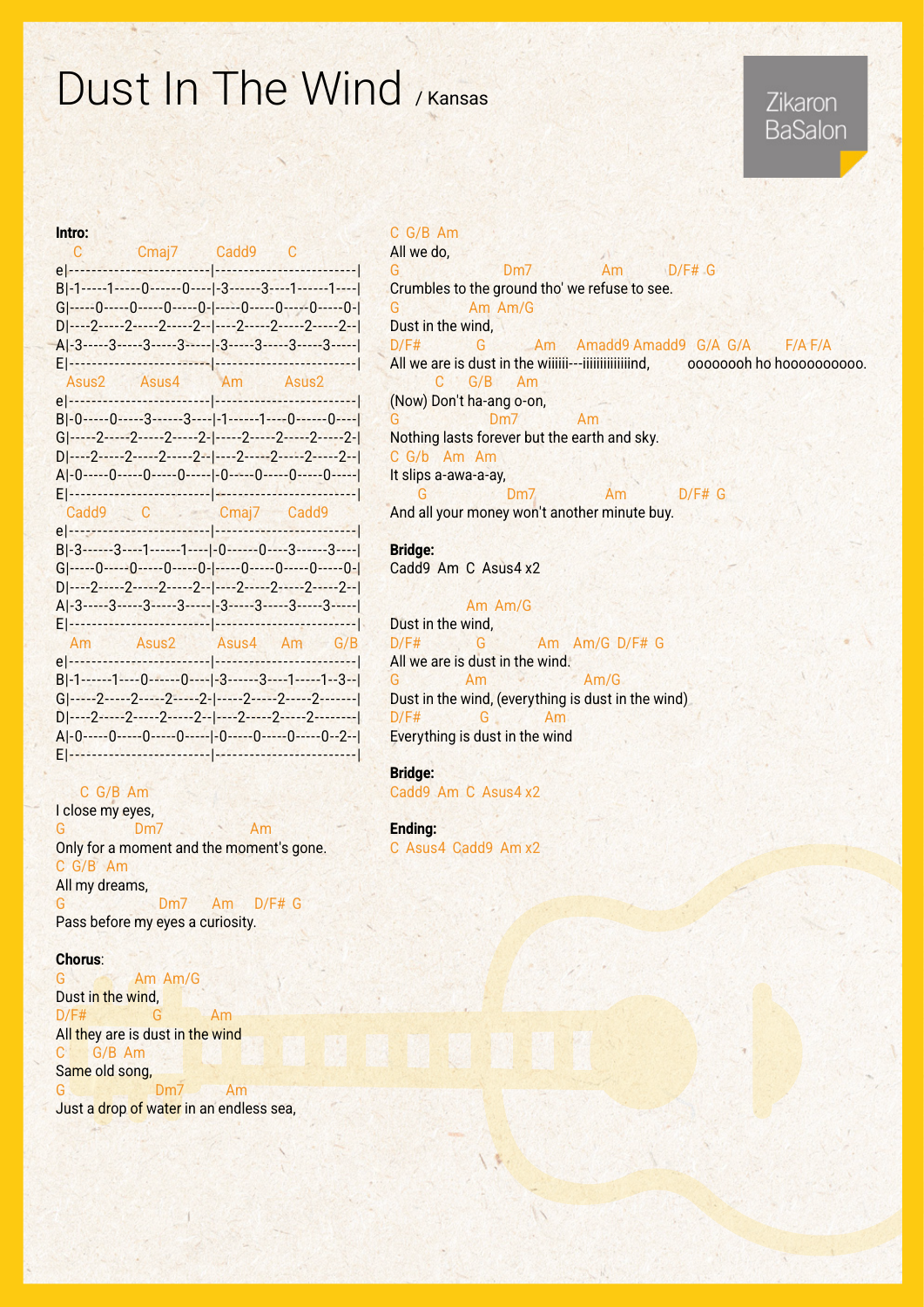# Dust In The Wind / Kansas

Zikaron BaSalon

**Intro:**

```
    C          Cmaj7       Cadd9       C
e|------------------------|------------------------|
B|-1-----1-----0------0----|-3------3----1------1----|
G|-----0-----0-----0-----0-|-----0-----0-----0-----0-|
D|----2-----2-----2-----2--|----2-----2-----2-----2--|
A|-3-----3-----3-----3-----|-3-----3-----3-----3-----|
E|------------------------|------------------------|
  Asus2      Asus4        Am        Asus2
e|------------------------|------------------------|
B|-0-----0-----3------3----|-1------1----0------0----|
G|-----2-----2-----2-----2-|-----2-----2-----2-----2-|
D|----2-----2-----2-----2--|----2-----2-----2-----2--|
A|-0-----0-----0-----0-----|-0-----0-----0-----0-----|
E|------------------------|------------------------|
  Cadd9      C          Cmaj7      Cadd9
e|------------------------|------------------------|
B|-3------3----1------1----|-0------0----3------3----|
G|-----0-----0-----0-----0-|-----0-----0-----0-----0-|
D|----2-----2-----2-----2--|----2-----2-----2-----2--|
A|-3-----3-----3-----3-----|-3-----3-----3-----3-----|
E|------------------------|------------------------|
   Am       Asus2        Asus4      Am       G/B
e|------------------------|------------------------|
B|-1------1----0------0----|-3------3----1-----1--3--|
G|-----2-----2-----2-----2-|-----2-----2-----2-------|
D|----2-----2-----2-----2--|----2-----2-----2--------|
A|-0-----0-----0-----0-----|-0-----0-----0-----0--2--|
E|------------------------|------------------------|
```

```
    C  G/B  Am
I close my eyes,
G           Dm7              Am
Only for a moment and the moment's gone.
C  G/B  Am
All my dreams,
G                Dm7      Am      D/F#  G
Pass before my eyes a curiosity.
```

**Chorus**:

```
G              Am  Am/G
Dust in the wind,
D/F#            G          Am
All they are is dust in the wind
C      G/B  Am
Same old song,
G                Dm7        Am
Just a drop of water in an endless sea,
C  G/B  Am
All we do,
G                    Dm7             Am        D/F#  G
Crumbles to the ground tho' we refuse to see.
G              Am  Am/G
Dust in the wind,
D/F#           G           Am      Amadd9 Amadd9  G/A  G/A       F/A F/A
All we are is dust in the wiiiiii---iiiiiiiiiiiiind,        oooooooh ho hooooooooooo.
          C      G/B      Am
(Now) Don't ha-ang o-on,
G                    Dm7            Am
Nothing lasts forever but the earth and sky.
C  G/b   Am   Am
It slips a-awa-a-ay,
     G                  Dm7             Am          D/F#  G
And all your money won't another minute buy.
```

**Bridge:**

Cadd9 Am C Asus4 x2

```
              Am  Am/G
Dust in the wind,
D/F#           G           Am   Am/G  D/F#  G
All we are is dust in the wind.
G              Am               Am/G
Dust in the wind, (everything is dust in the wind)
D/F#              G            Am
Everything is dust in the wind
```

**Bridge:**

Cadd9 Am C Asus4 x2

**Ending:**

C Asus4 Cadd9 Am x2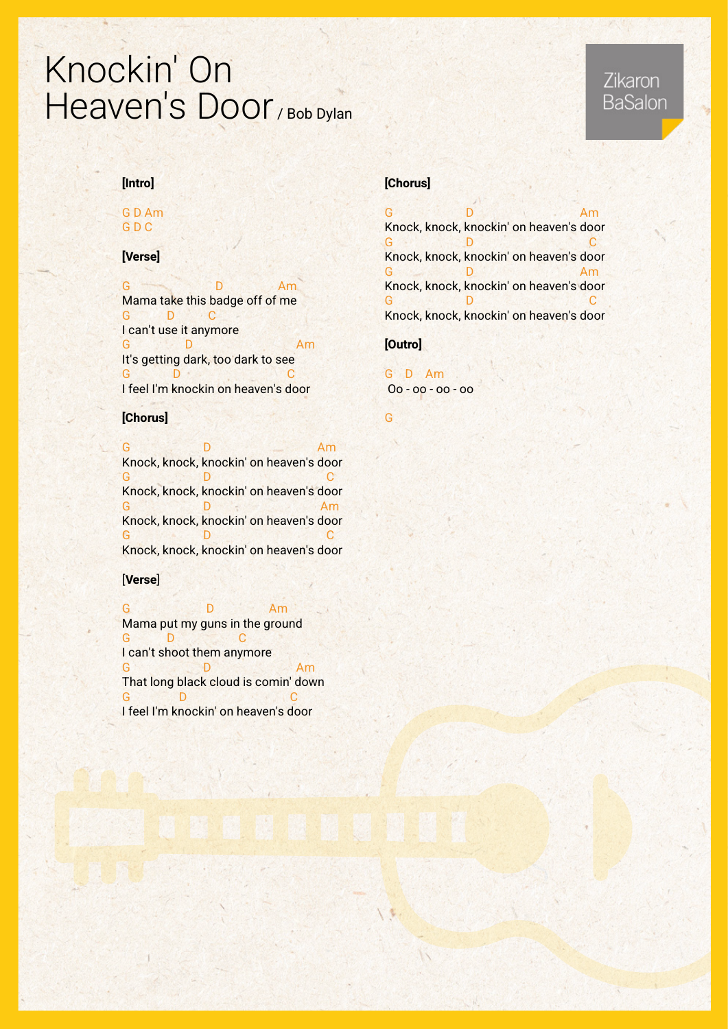# Knockin' On Heaven's Door / Bob Dylan

Zikaron BaSalon

**[Intro]**

```
G D Am
G D C
```

**[Verse]**

```
G                D           Am
Mama take this badge off of me
G        D        C
I can't use it anymore
G           D                    Am
It's getting dark, too dark to see
G          D                       C
I feel I'm knockin on heaven's door
```

**[Chorus]**

```
G               D                    Am
Knock, knock, knockin' on heaven's door
G               D                     C
Knock, knock, knockin' on heaven's door
G               D                     Am
Knock, knock, knockin' on heaven's door
G               D                     C
Knock, knock, knockin' on heaven's door
```

**[Verse]**

```
G               D            Am
Mama put my guns in the ground
G        D            C
I can't shoot them anymore
G               D                Am
That long black cloud is comin' down
G            D                      C
I feel I'm knockin' on heaven's door
```

**[Chorus]**

```
G               D                    Am
Knock, knock, knockin' on heaven's door
G               D                     C
Knock, knock, knockin' on heaven's door
G               D                     Am
Knock, knock, knockin' on heaven's door
G               D                     C
Knock, knock, knockin' on heaven's door
```

**[Outro]**

```
G   D   Am
Oo - oo - oo - oo

G
```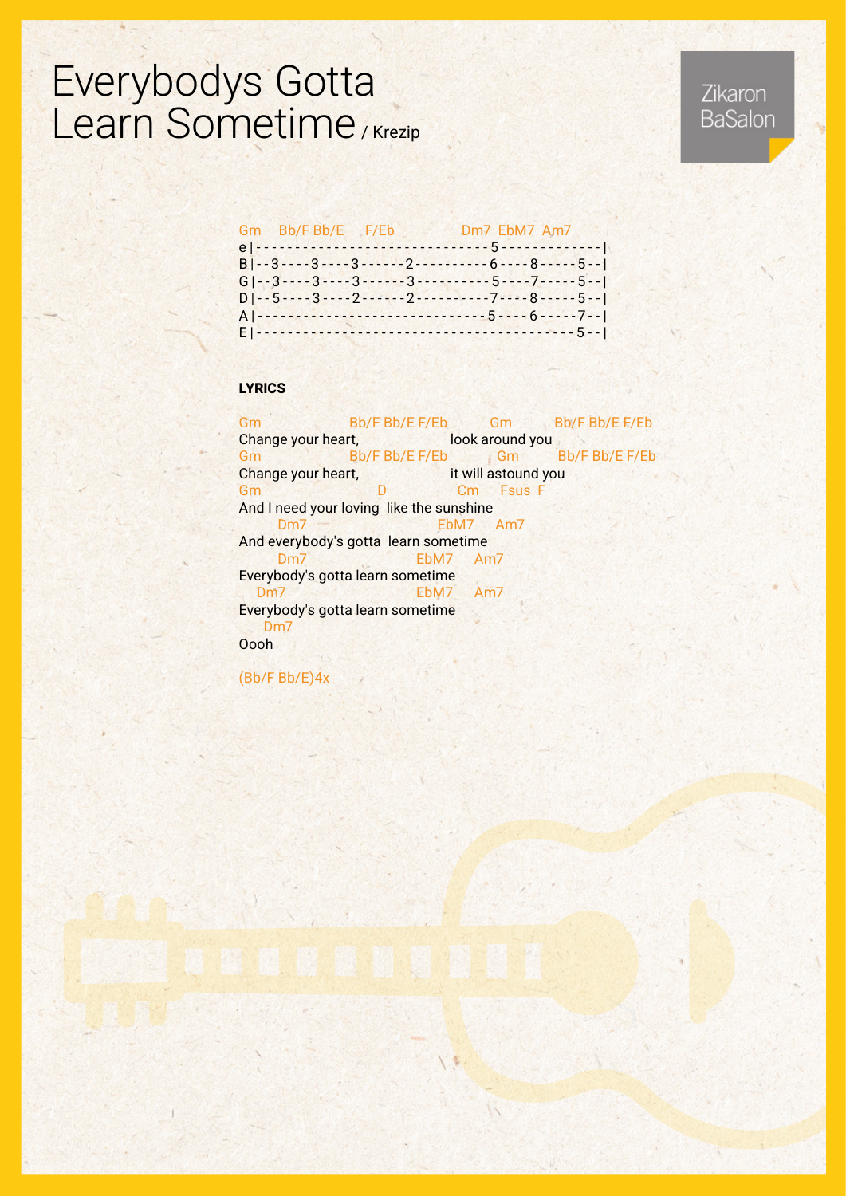# Everybodys Gotta Learn Sometime / Krezip

Zikaron BaSalon

```
Gm    Bb/F Bb/E    F/Eb             Dm7  EbM7  Am7
e|------------------------------5-------------|
B|--3----3----3------2----------6----8-----5--|
G|--3----3----3------3----------5----7-----5--|
D|--5----3----2------2----------7----8-----5--|
A|------------------------------5----6-----7--|
E|-----------------------------------------5--|
```

**LYRICS**

```
Gm                 Bb/F Bb/E F/Eb        Gm         Bb/F Bb/E F/Eb
Change your heart,                  look around you
Gm                 Bb/F Bb/E F/Eb         Gm         Bb/F Bb/E F/Eb
Change your heart,                  it will astound you
Gm                       D             Cm     Fsus  F
And I need your loving  like the sunshine
       Dm7                       EbM7     Am7
And everybody's gotta  learn sometime
       Dm7                   EbM7     Am7
Everybody's gotta learn sometime
   Dm7                       EbM7     Am7
Everybody's gotta learn sometime
    Dm7
Oooh

(Bb/F Bb/E)4x
```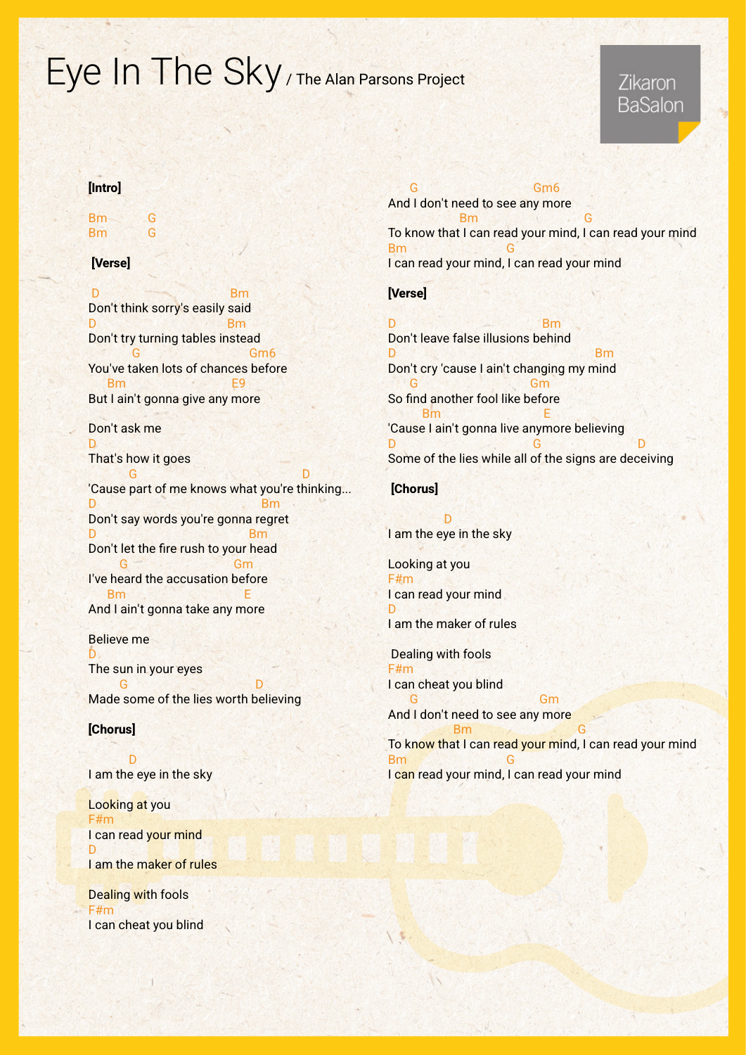# Eye In The Sky / The Alan Parsons Project

Zikaron BaSalon

```
[Intro]

Bm          G
Bm          G

[Verse]

D                            Bm
Don't think sorry's easily said
D                           Bm
Don't try turning tables instead
         G                        Gm6
You've taken lots of chances before
    Bm                       E9
But I ain't gonna give any more

Don't ask me
D
That's how it goes
         G                                 D
'Cause part of me knows what you're thinking...
D                                    Bm
Don't say words you're gonna regret
D                               Bm
Don't let the fire rush to your head
        G                    Gm
I've heard the accusation before
    Bm                    E
And I ain't gonna take any more

Believe me
D
The sun in your eyes
        G                        D
Made some of the lies worth believing

[Chorus]

         D
I am the eye in the sky

Looking at you
F#m
I can read your mind
D
I am the maker of rules

Dealing with fools
F#m
I can cheat you blind
    G                        Gm6
And I don't need to see any more
              Bm                         G
To know that I can read your mind, I can read your mind
Bm                      G
I can read your mind, I can read your mind

[Verse]

D                              Bm
Don't leave false illusions behind
D                                        Bm
Don't cry 'cause I ain't changing my mind
    G                       Gm
So find another fool like before
      Bm                      E
'Cause I ain't gonna live anymore believing
D                            G                   D
Some of the lies while all of the signs are deceiving

[Chorus]

          D
I am the eye in the sky

Looking at you
F#m
I can read your mind
D
I am the maker of rules

Dealing with fools
F#m
I can cheat you blind
    G                          Gm
And I don't need to see any more
              Bm                         G
To know that I can read your mind, I can read your mind
Bm                      G
I can read your mind, I can read your mind
```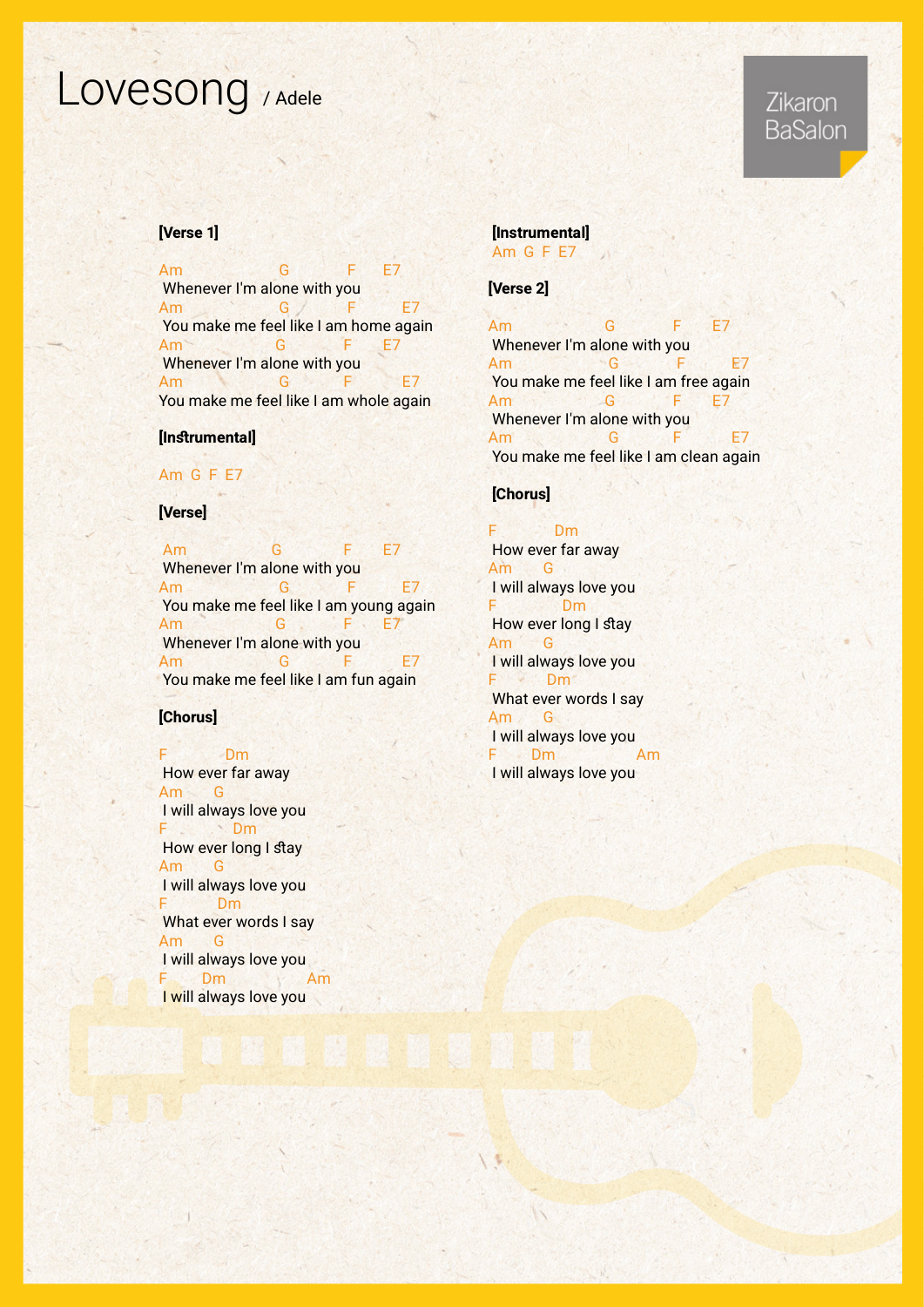# Lovesong / Adele

Zikaron BaSalon

**[Verse 1]**

```
Am                G          F      E7
 Whenever I'm alone with you
Am                G          F        E7
 You make me feel like I am home again
Am                G          F      E7
 Whenever I'm alone with you
Am                G          F        E7
You make me feel like I am whole again
```

**[Instrumental]**

```
Am  G  F  E7
```

**[Verse]**

```
 Am               G          F      E7
 Whenever I'm alone with you
Am                G          F        E7
 You make me feel like I am young again
Am                G          F      E7
 Whenever I'm alone with you
Am                G          F        E7
 You make me feel like I am fun again
```

**[Chorus]**

```
F          Dm
 How ever far away
Am      G
 I will always love you
F           Dm
 How ever long I stay
Am      G
 I will always love you
F         Dm
 What ever words I say
Am      G
 I will always love you
F       Dm               Am
 I will always love you
```

**[Instrumental]**

```
Am  G  F  E7
```

**[Verse 2]**

```
Am                G          F      E7
 Whenever I'm alone with you
Am                G          F        E7
 You make me feel like I am free again
Am                G          F      E7
 Whenever I'm alone with you
Am                G          F        E7
 You make me feel like I am clean again
```

**[Chorus]**

```
F          Dm
 How ever far away
Am      G
 I will always love you
F           Dm
 How ever long I stay
Am      G
 I will always love you
F         Dm
 What ever words I say
Am      G
 I will always love you
F       Dm               Am
 I will always love you
```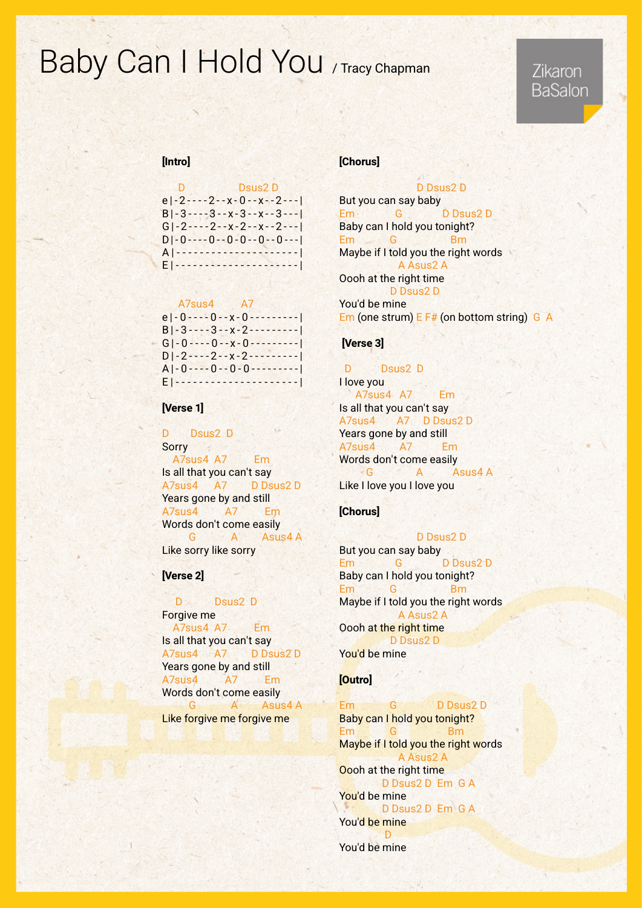# Baby Can I Hold You / Tracy Chapman

Zikaron BaSalon

**[Intro]**

```
     D               Dsus2 D
e|-2----2--x-0--x--2---|
B|-3----3--x-3--x--3---|
G|-2----2--x-2--x--2---|
D|-0----0--0-0--0--0---|
A|---------------------|
E|---------------------|

     A7sus4       A7
e|-0----0--x-0---------|
B|-3----3--x-2---------|
G|-0----0--x-0---------|
D|-2----2--x-2---------|
A|-0----0--0-0---------|
E|---------------------|
```

**[Verse 1]**

```
D       Dsus2  D
Sorry
   A7sus4  A7         Em
Is all that you can't say
A7sus4      A7        D Dsus2 D
Years gone by and still
A7sus4       A7         Em
Words don't come easily
        G           A         Asus4 A
Like sorry like sorry
```

**[Verse 2]**

```
   D          Dsus2  D
Forgive me
   A7sus4  A7         Em
Is all that you can't say
A7sus4      A7        D Dsus2 D
Years gone by and still
A7sus4       A7         Em
Words don't come easily
        G           A         Asus4 A
Like forgive me forgive me
```

**[Chorus]**

```
                         D Dsus2 D
But you can say baby
Em              G              D Dsus2 D
Baby can I hold you tonight?
Em           G                  Bm
Maybe if I told you the right words
                  A Asus2 A
Oooh at the right time
                D Dsus2 D
You'd be mine
Em (one strum) E F# (on bottom string)  G  A
```

**[Verse 3]**

```
  D         Dsus2  D
I love you
    A7sus4   A7         Em
Is all that you can't say
A7sus4      A7      D Dsus2 D
Years gone by and still
A7sus4       A7         Em
Words don't come easily
      G            A          Asus4 A
Like I love you I love you
```

**[Chorus]**

```
                         D Dsus2 D
But you can say baby
Em              G              D Dsus2 D
Baby can I hold you tonight?
Em           G                  Bm
Maybe if I told you the right words
                  A Asus2 A
Oooh at the right time
                D Dsus2 D
You'd be mine
```

**[Outro]**

```
Em           G              D Dsus2 D
Baby can I hold you tonight?
Em           G                  Bm
Maybe if I told you the right words
                  A Asus2 A
Oooh at the right time
              D Dsus2 D  Em  G A
You'd be mine
              D Dsus2 D  Em  G A
You'd be mine
                 D
You'd be mine
```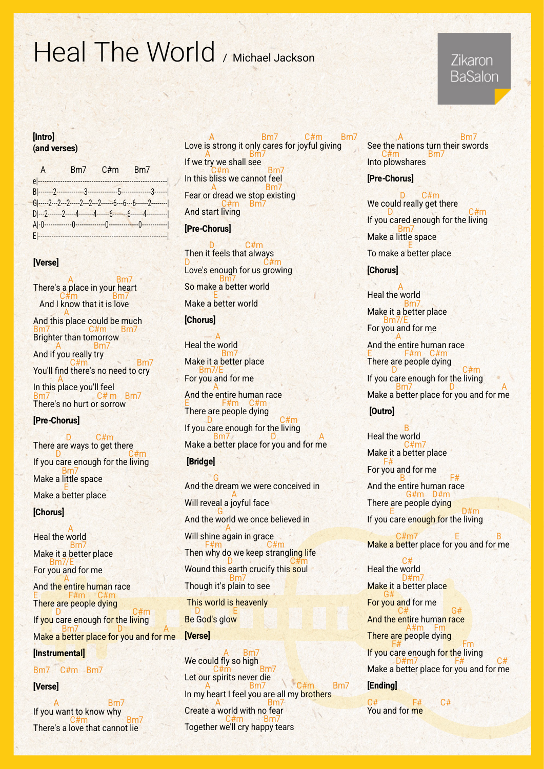# Heal The World / Michael Jackson

Zikaron BaSalon

**[Intro]**
**(and verses)**

```
  A        Bm7      C#m      Bm7
e|-----------------------------------------------------|
B|-------2-------------3--------------5--------------3------|
G|-----2---2---2-----2---2---2------6---6---6------2--------|
D|---2-------2-----4-------4------6-------6------4----------|
A|-0-------------0--------------0--------------0------------|
E|-----------------------------------------------------|
```

**[Verse]**

```
          A              Bm7
There's a place in your heart
      C#m            Bm7
  And I know that it is love
        A
And this place could be much
Bm7          C#m      Bm7
Brighter than tomorrow
        A          Bm7
And if you really try
          C#m                Bm7
You'll find there's no need to cry
        A
In this place you'll feel
Bm7              C# m    Bm7
There's no hurt or sorrow
```

**[Pre-Chorus]**

```
        D          C#m
There are ways to get there
        D                    C#m
If you care enough for the living
        Bm7
Make a little space
        E
Make a better place
```

**[Chorus]**

```
          A
Heal the world
            Bm7
Make it a better place
        Bm7/E
For you and for me
            A
And the entire human race
E           F#m    C#m
There are people dying
        D                    C#m
If you care enough for the living
        Bm7            D          A
Make a better place for you and for me
```

**[Instrumental]**

Bm7   C#m   Bm7

**[Verse]**

```
          A                Bm7
If you want to know why
          C#m                 Bm7
There's a love that cannot lie
          A              Bm7         C#m        Bm7
Love is strong it only cares for joyful giving
          A          Bm7
If we try we shall see
        C#m                Bm7
In this bliss we cannot feel
          A              Bm7
Fear or dread we stop existing
              C#m      Bm7
And start living
```

**[Pre-Chorus]**

```
          D          C#m
Then it feels that always
D                          C#m
Love's enough for us growing
            Bm7
So make a better world
            E
Make a better world
```

**[Chorus]**

```
          A
Heal the world
            Bm7
Make it a better place
        Bm7/E
For you and for me
            A
And the entire human race
E           F#m    C#m
There are people dying
        D                    C#m
If you care enough for the living
        Bm7            D          A
Make a better place for you and for me
```

**[Bridge]**

```
            G
And the dream we were conceived in
                A
Will reveal a joyful face
              G
And the world we once believed in
            A
Will shine again in grace
        F#m              C#m
Then why do we keep strangling life
              D                  C#m
Wound this earth crucify this soul
                  Bm7
Though it's plain to see
 This world is heavenly
      D        E
Be God's glow
```

**[Verse]**

```
              A    Bm7
We could fly so high
              C#m        Bm7
Let our spirits never die
          A          Bm7         C#m        Bm7
In my heart I feel you are all my brothers
          A                Bm7
Create a world with no fear
              C#m        Bm7
Together we'll cry happy tears
            A                Bm7
See the nations turn their swords
        C#m            Bm7
Into plowshares
```

**[Pre-Chorus]**

```
          D      C#m
We could really get there
        D                        C#m
If you cared enough for the living
          Bm7
Make a little space
              E
To make a better place
```

**[Chorus]**

```
          A
Heal the world
            Bm7
Make it a better place
        Bm7/E
For you and for me
            A
And the entire human race
E           F#m    C#m
There are people dying
        D                    C#m
If you care enough for the living
        Bm7            D          A
Make a better place for you and for me
```

**[Outro]**

```
          B
Heal the world
            C#m7
Make it a better place
        F#
For you and for me
            B              F#
And the entire human race
            G#m    D#m
There are people dying
        E                    D#m
If you care enough for the living
        C#m7            E          B
Make a better place for you and for me

          C#
Heal the world
            D#m7
Make it a better place
        G#
For you and for me
            C#             G#
And the entire human race
            A#m    Fm
There are people dying
        F#                    Fm
If you care enough for the living
        D#m7            F#         C#
Make a better place for you and for me
```

**[Ending]**

```
C#         F#        C#
You and for me
```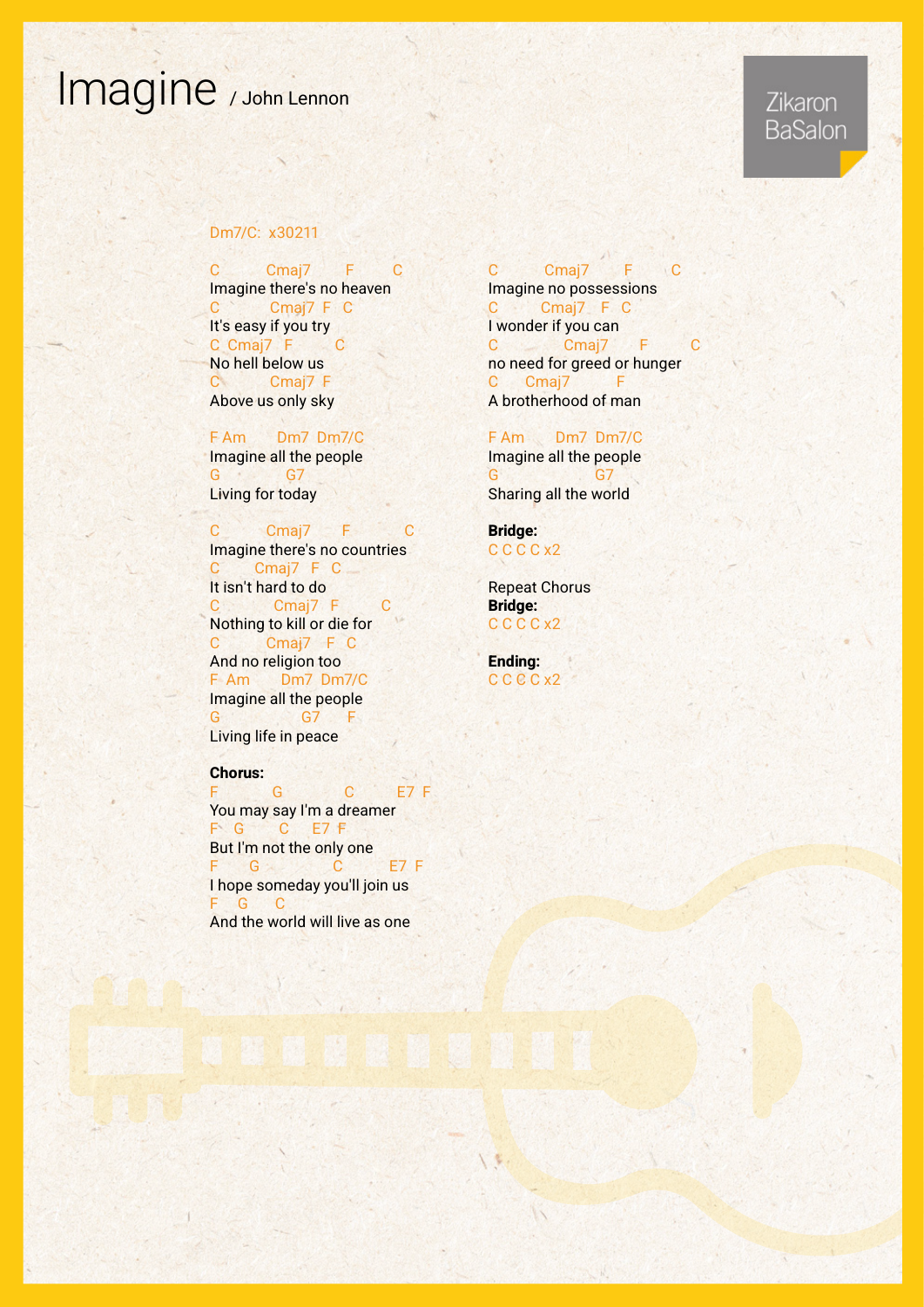# Imagine / John Lennon

Zikaron BaSalon

Dm7/C: x30211

```
C         Cmaj7       F        C
Imagine there's no heaven
C          Cmaj7  F   C
It's easy if you try
C  Cmaj7   F         C
No hell below us
C          Cmaj7  F
Above us only sky

F Am       Dm7  Dm7/C
Imagine all the people
G              G7
Living for today

C         Cmaj7       F          C
Imagine there's no countries
C       Cmaj7   F   C
It isn't hard to do
C           Cmaj7   F         C
Nothing to kill or die for
C         Cmaj7    F   C
And no religion too
F  Am       Dm7  Dm7/C
Imagine all the people
G                 G7      F
Living life in peace
```

**Chorus:**

```
F          G            C          E7  F
You may say I'm a dreamer
F   G       C     E7  F
But I'm not the only one
F      G                C          E7  F
I hope someday you'll join us
F     G      C
And the world will live as one
```

```
C         Cmaj7       F        C
Imagine no possessions
C        Cmaj7    F   C
I wonder if you can
C              Cmaj7      F          C
no need for greed or hunger
C      Cmaj7          F
A brotherhood of man

F Am       Dm7  Dm7/C
Imagine all the people
G                    G7
Sharing all the world
```

**Bridge:**
C C C C x2

Repeat Chorus

**Bridge:**
C C C C x2

**Ending:**
C C C C x2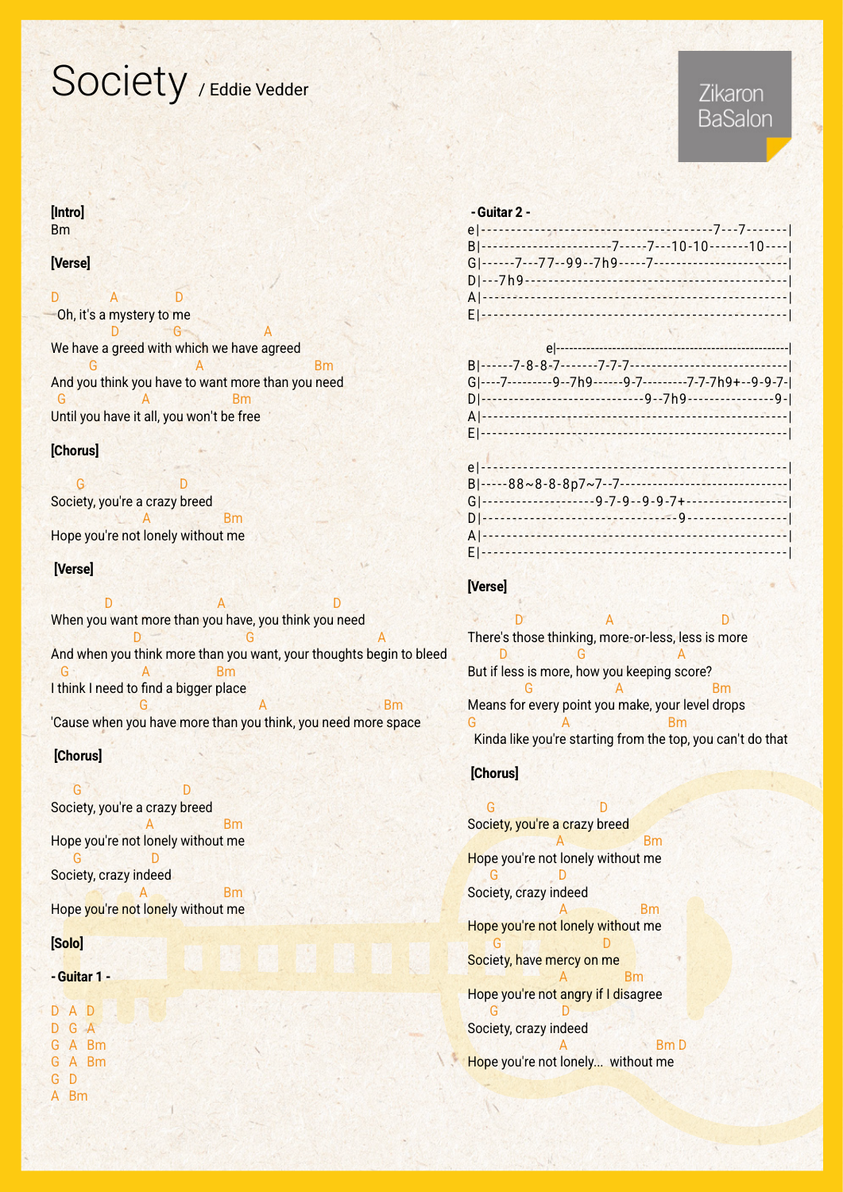# Society / Eddie Vedder

Zikaron BaSalon

**[Intro]**
Bm

**[Verse]**

```
D          A        D
 Oh, it's a mystery to me
             D          G                 A
We have a greed with which we have agreed
          G                    A                        Bm
And you think you have to want more than you need
  G              A              Bm
Until you have it all, you won't be free
```

**[Chorus]**

```
      G                   D
Society, you're a crazy breed
                    A            Bm
Hope you're not lonely without me
```

**[Verse]**

```
          D                  A                  D
When you want more than you have, you think you need
              D                 G                      A
And when you think more than you want, your thoughts begin to bleed
  G               A             Bm
I think I need to find a bigger place
                G                 A                   Bm
'Cause when you have more than you think, you need more space
```

**[Chorus]**

```
     G                     D
Society, you're a crazy breed
                     A            Bm
Hope you're not lonely without me
     G              D
Society, crazy indeed
                    A            Bm
Hope you're not lonely without me
```

**[Solo]**

**- Guitar 1 -**

```
D  A  D
D  G  A
G  A  Bm
G  A  Bm
G  D
A  Bm
```

**- Guitar 2 -**

```
e|--------------------------------------7---7-------|
B|----------------------7-----7---10-10-------10----|
G|------7---77--99--7h9-----7-----------------------|
D|---7h9--------------------------------------------|
A|--------------------------------------------------|
E|--------------------------------------------------|

e|--------------------------------------------------|
B|------7-8-8-7-------7-7-7-------------------------|
G|----7---------9--7h9------9-7---------7-7-7h9+--9-9-7-|
D|-----------------------------9--7h9----------------9-|
A|--------------------------------------------------|
E|--------------------------------------------------|

e|--------------------------------------------------|
B|-----88~8-8-8p7~7--7------------------------------|
G|-------------------9-7-9--9-9-7+------------------|
D|-------------------------------9------------------|
A|--------------------------------------------------|
E|--------------------------------------------------|
```

**[Verse]**

```
        D              A                    D
There's those thinking, more-or-less, less is more
       D             G                 A
But if less is more, how you keeping score?
             G                A               Bm
Means for every point you make, your level drops
G                  A                  Bm
 Kinda like you're starting from the top, you can't do that
```

**[Chorus]**

```
     G                  D
Society, you're a crazy breed
                     A            Bm
Hope you're not lonely without me
     G              D
Society, crazy indeed
                     A              Bm
Hope you're not lonely without me
     G                 D
Society, have mercy on me
                     A            Bm
Hope you're not angry if I disagree
     G              D
Society, crazy indeed
                     A                Bm D
Hope you're not lonely...  without me
```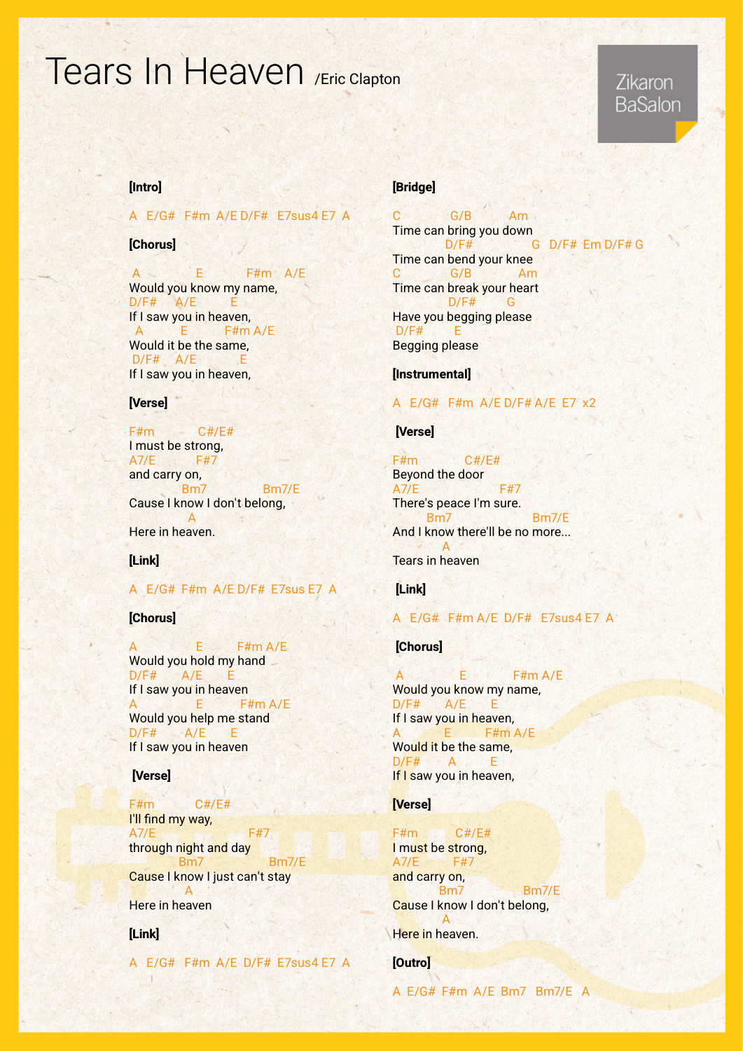# Tears In Heaven /Eric Clapton

Zikaron BaSalon

**[Intro]**

```
A  E/G#  F#m  A/E D/F#  E7sus4 E7  A
```

**[Chorus]**

```
 A              E           F#m    A/E
Would you know my name,
D/F#     A/E         E
If I saw you in heaven,
 A          E          F#m A/E
Would it be the same,
 D/F#    A/E            E
If I saw you in heaven,
```

**[Verse]**

```
F#m            C#/E#
I must be strong,
A7/E             F#7
and carry on,
            Bm7                 Bm7/E
Cause I know I don't belong,
              A
Here in heaven.
```

**[Link]**

```
A  E/G#  F#m  A/E D/F#  E7sus E7  A
```

**[Chorus]**

```
A                E         F#m A/E
Would you hold my hand
D/F#       A/E       E
If I saw you in heaven
A                E          F#m A/E
Would you help me stand
D/F#        A/E       E
If I saw you in heaven
```

**[Verse]**

```
F#m           C#/E#
I'll find my way,
A7/E                        F#7
through night and day
            Bm7                 Bm7/E
Cause I know I just can't stay
             A
Here in heaven
```

**[Link]**

```
A  E/G#  F#m  A/E  D/F#  E7sus4 E7  A
```

**[Bridge]**

```
C              G/B          Am
Time can bring you down
              D/F#               G   D/F#  Em D/F# G
Time can bend your knee
C              G/B              Am
Time can break your heart
               D/F#        G
Have you begging please
 D/F#         E
Begging please
```

**[Instrumental]**

```
A  E/G#  F#m  A/E D/F# A/E  E7  x2
```

**[Verse]**

```
F#m             C#/E#
Beyond the door
A7/E                      F#7
There's peace I'm sure.
          Bm7                       Bm7/E
And I know there'll be no more...
              A
Tears in heaven
```

**[Link]**

```
A  E/G#  F#m A/E  D/F#  E7sus4 E7  A
```

**[Chorus]**

```
 A               E             F#m A/E
Would you know my name,
D/F#       A/E       E
If I saw you in heaven,
A            E          F#m A/E
Would it be the same,
D/F#        A         E
If I saw you in heaven,
```

**[Verse]**

```
F#m          C#/E#
I must be strong,
A7/E          F#7
and carry on,
              Bm7                Bm7/E
Cause I know I don't belong,
              A
Here in heaven.
```

**[Outro]**

```
A  E/G#  F#m  A/E  Bm7   Bm7/E   A
```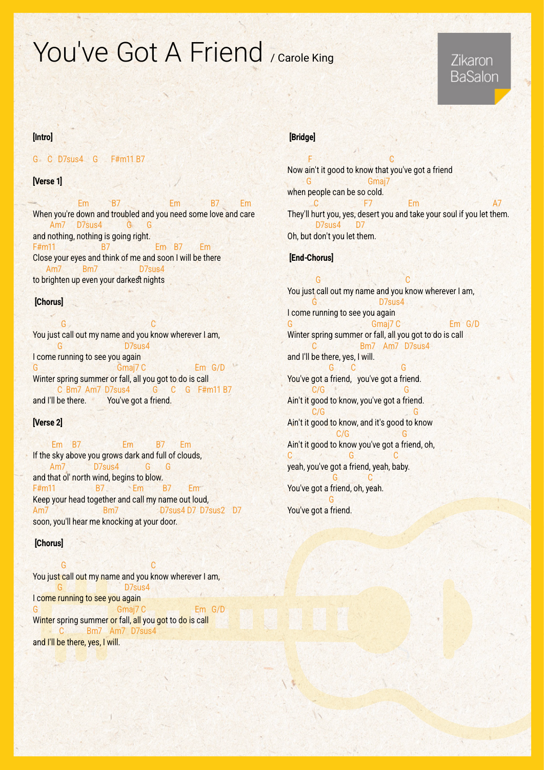# You've Got A Friend / Carole King

Zikaron BaSalon

**[Intro]**

```
G   C  D7sus4   G    F#m11 B7
```

**[Verse 1]**

```
               Em        B7                Em          B7       Em
When you're down and troubled and you need some love and care
       Am7     D7sus4          G      G
and nothing, nothing is going right.
F#m11                  B7                  Em   B7       Em
Close your eyes and think of me and soon I will be there
      Am7         Bm7              D7sus4
to brighten up even your darkest nights
```

**[Chorus]**

```
          G                             C
You just call out my name and you know wherever I am,
         G                  D7sus4
I come running to see you again
G                           Gmaj7 C                Em  G/D
Winter spring summer or fall, all you got to do is call
          C  Bm7  Am7  D7sus4        G     C    G   F#m11 B7
and I'll be there.         You've got a friend.
```

**[Verse 2]**

```
      Em    B7               Em         B7      Em
If the sky above you grows dark and full of clouds,
       Am7          D7sus4           G      G
and that ol' north wind, begins to blow.
F#m11               B7        Em        B7      Em
Keep your head together and call my name out loud,
Am7                    Bm7              D7sus4 D7  D7sus2   D7
soon, you'll hear me knocking at your door.
```

**[Chorus]**

```
          G                             C
You just call out my name and you know wherever I am,
         G                  D7sus4
I come running to see you again
G                           Gmaj7 C                Em  G/D
Winter spring summer or fall, all you got to do is call
         C        Bm7   Am7  D7sus4
and I'll be there, yes, I will.
```

**[Bridge]**

```
      F                           C
Now ain't it good to know that you've got a friend
      G                   Gmaj7
when people can be so cold.
        C              F7          Em                      A7
They'll hurt you, yes, desert you and take your soul if you let them.
        D7sus4      D7
Oh, but don't you let them.
```

**[End-Chorus]**

```
          G                             C
You just call out my name and you know wherever I am,
         G                  D7sus4
I come running to see you again
G                           Gmaj7 C                Em  G/D
Winter spring summer or fall, all you got to do is call
          C              Bm7   Am7  D7sus4
and I'll be there, yes, I will.
             G      C               G
You've got a friend,   you've got a friend.
         C/G                        G
Ain't it good to know, you've got a friend.
         C/G                           G
Ain't it good to know, and it's good to know
                C/G
Ain't it good to know you've got a friend, oh,
C                 G             C
yeah, you've got a friend, yeah, baby.
              G         C
You've got a friend, oh, yeah.
             G
You've got a friend.
```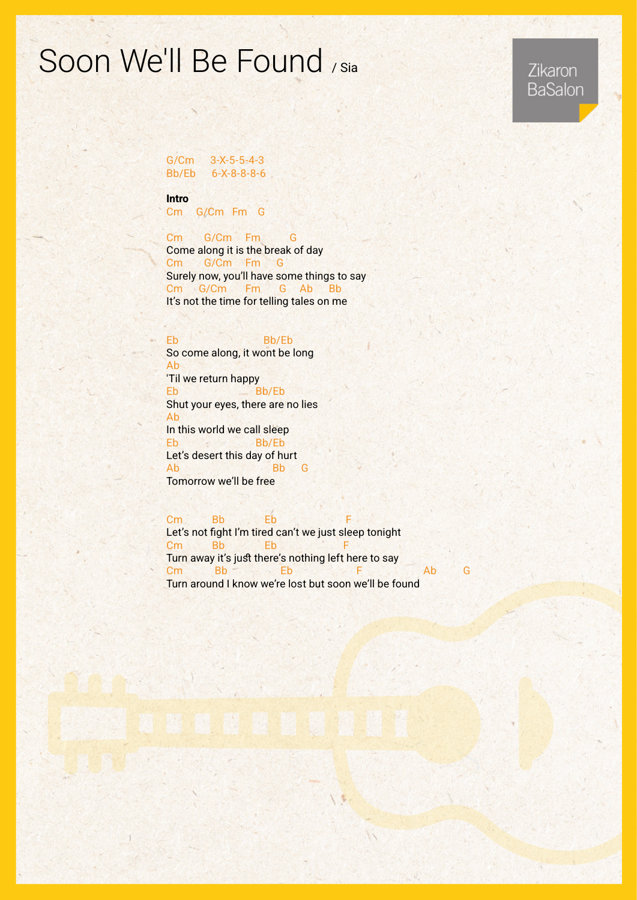# Soon We'll Be Found / Sia

Zikaron BaSalon

```
G/Cm     3-X-5-5-4-3
Bb/Eb    6-X-8-8-8-6
```

**Intro**

```
Cm    G/Cm   Fm   G
```

```
Cm       G/Cm     Fm         G
Come along it is the break of day
Cm       G/Cm     Fm     G
Surely now, you'll have some things to say
Cm      G/Cm      Fm      G    Ab     Bb
It's not the time for telling tales on me
```

```
Eb                        Bb/Eb
So come along, it wont be long
Ab
'Til we return happy
Eb                      Bb/Eb
Shut your eyes, there are no lies
Ab
In this world we call sleep
Eb                      Bb/Eb
Let's desert this day of hurt
Ab                          Bb     G
Tomorrow we'll be free
```

```
Cm         Bb             Eb                      F
Let's not fight I'm tired can't we just sleep tonight
Cm         Bb             Eb                      F
Turn away it's just there's nothing left here to say
Cm          Bb                Eb                  F                  Ab        G
Turn around I know we're lost but soon we'll be found
```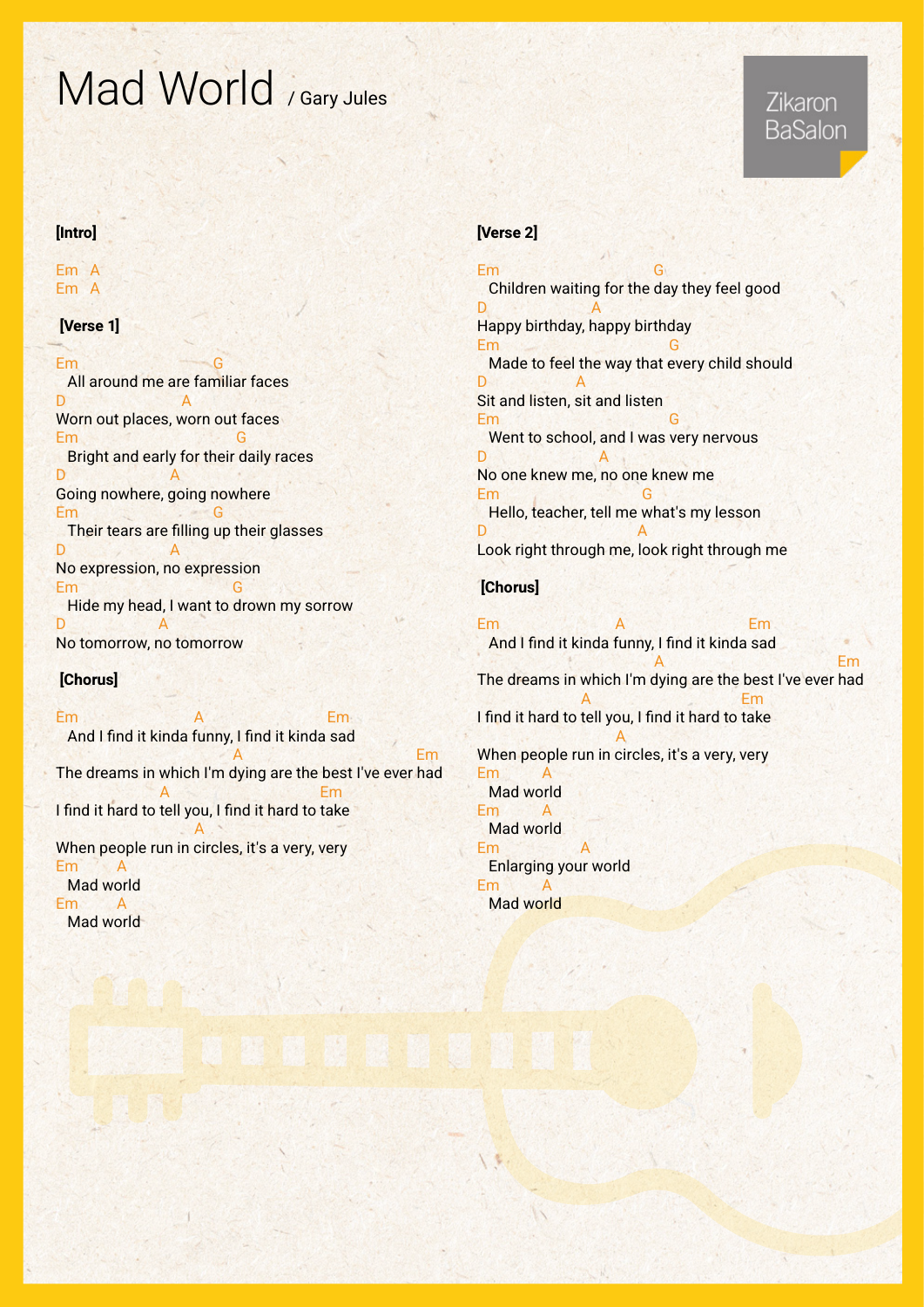# Mad World / Gary Jules

Zikaron BaSalon

**[Intro]**

```
Em  A
Em  A
```

**[Verse 1]**

```
Em                        G
  All around me are familiar faces
D                 A
Worn out places, worn out faces
Em                           G
  Bright and early for their daily races
D                  A
Going nowhere, going nowhere
Em                      G
  Their tears are filling up their glasses
D                  A
No expression, no expression
Em                           G
  Hide my head, I want to drown my sorrow
D                A
No tomorrow, no tomorrow
```

**[Chorus]**

```
Em                  A                    Em
  And I find it kinda funny, I find it kinda sad
                               A                         Em
The dreams in which I'm dying are the best I've ever had
                  A                       Em
I find it hard to tell you, I find it hard to take
                         A
When people run in circles, it's a very, very
Em        A
  Mad world
Em        A
  Mad world
```

**[Verse 2]**

```
Em                           G
  Children waiting for the day they feel good
D                 A
Happy birthday, happy birthday
Em                             G
  Made to feel the way that every child should
D              A
Sit and listen, sit and listen
Em                             G
  Went to school, and I was very nervous
D                  A
No one knew me, no one knew me
Em                        G
  Hello, teacher, tell me what's my lesson
D                           A
Look right through me, look right through me
```

**[Chorus]**

```
Em                  A                    Em
  And I find it kinda funny, I find it kinda sad
                               A                         Em
The dreams in which I'm dying are the best I've ever had
                  A                       Em
I find it hard to tell you, I find it hard to take
                         A
When people run in circles, it's a very, very
Em        A
  Mad world
Em        A
  Mad world
Em              A
  Enlarging your world
Em        A
  Mad world
```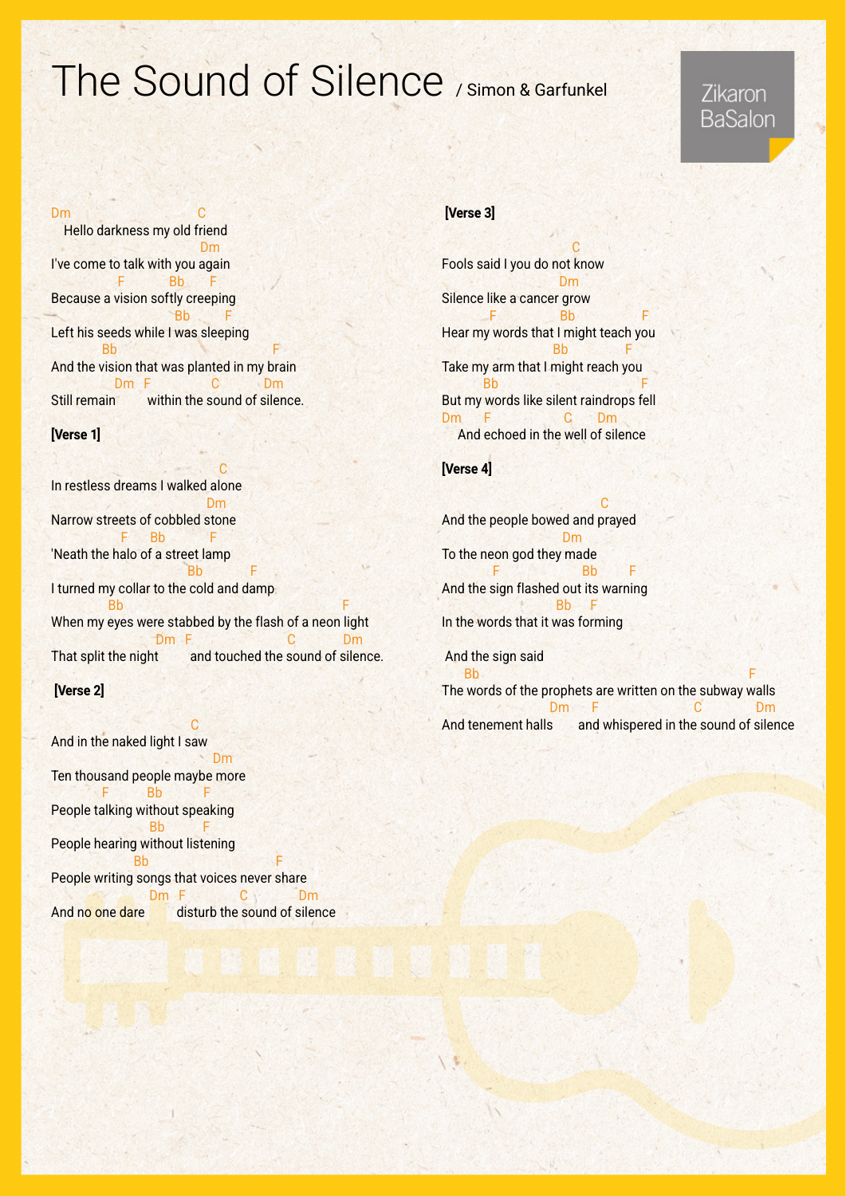# The Sound of Silence / Simon & Garfunkel

Zikaron BaSalon

```
Dm                        C
   Hello darkness my old friend
                            Dm
I've come to talk with you again
            F        Bb      F
Because a vision softly creeping
                          Bb       F
Left his seeds while I was sleeping
         Bb                                F
And the vision that was planted in my brain
             Dm   F              C           Dm
Still remain          within the sound of silence.
```

**[Verse 1]**

```
                                   C
In restless dreams I walked alone
                                Dm
Narrow streets of cobbled stone
            F      Bb          F
'Neath the halo of a street lamp
                          Bb           F
I turned my collar to the cold and damp
          Bb                                         F
When my eyes were stabbed by the flash of a neon light
                         Dm  F                   C          Dm
That split the night          and touched the sound of silence.
```

**[Verse 2]**

```
                              C
And in the naked light I saw
                                 Dm
Ten thousand people maybe more
         F          Bb          F
People talking without speaking
                      Bb          F
People hearing without listening
                Bb                            F
People writing songs that voices never share
                      Dm   F            C             Dm
And no one dare          disturb the sound of silence
```

**[Verse 3]**

```
                         C
Fools said I you do not know
                        Dm
Silence like a cancer grow
           F          Bb            F
Hear my words that I might teach you
                     Bb         F
Take my arm that I might reach you
          Bb                               F
But my words like silent raindrops fell
Dm       F               C       Dm
   And echoed in the well of silence
```

**[Verse 4]**

```
                                  C
And the people bowed and prayed
                            Dm
To the neon god they made
          F                    Bb        F
And the sign flashed out its warning
                          Bb    F
In the words that it was forming

 And the sign said
    Bb                                              F
The words of the prophets are written on the subway walls
                     Dm      F                  C            Dm
And tenement halls       and whispered in the sound of silence
```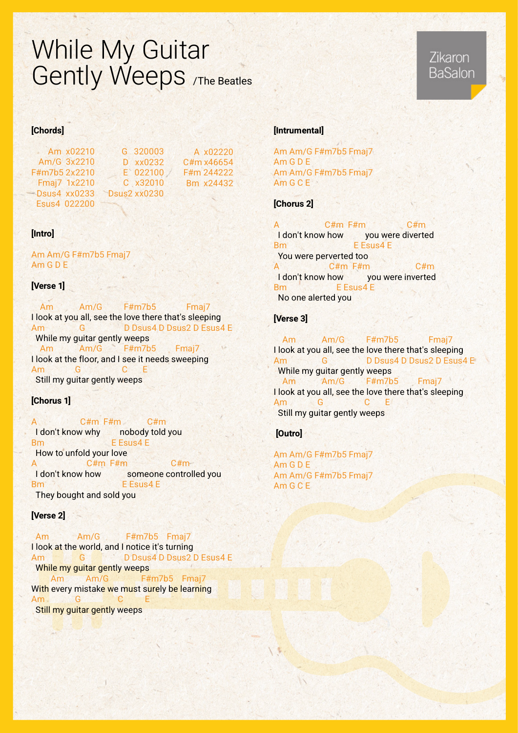# While My Guitar Gently Weeps /The Beatles

Zikaron BaSalon

**[Chords]**

```
   Am  x02210        G   320003       A  x02220
 Am/G  3x2210        D   xx0232     C#m x46654
F#m7b5 2x2210        E   022100     F#m 244222
 Fmaj7 1x2210        C   x32010      Bm x24432
 Dsus4 xx0233    Dsus2 xx0230
 Esus4 022200
```

**[Intro]**

```
Am Am/G F#m7b5 Fmaj7
Am G D E
```

**[Verse 1]**

```
  Am         Am/G        F#m7b5              Fmaj7
I look at you all, see the love there that's sleeping
Am             G                  D Dsus4 D Dsus2 D Esus4 E
  While my guitar gently weeps
  Am          Am/G        F#m7b5       Fmaj7
I look at the floor, and I see it needs sweeping
Am           G              C      E
  Still my guitar gently weeps
```

**[Chorus 1]**

```
A                 C#m  F#m          C#m
  I don't know why        nobody told you
Bm                         E Esus4 E
  How to unfold your love
A                   C#m  F#m                  C#m
  I don't know how           someone controlled you
Bm                             E Esus4 E
  They bought and sold you
```

**[Verse 2]**

```
  Am          Am/G          F#m7b5    Fmaj7
I look at the world, and I notice it's turning
Am             G                  D Dsus4 D Dsus2 D Esus4 E
  While my guitar gently weeps
       Am         Am/G              F#m7b5    Fmaj7
With every mistake we must surely be learning
Am           G              C      E
  Still my guitar gently weeps
```

**[Intrumental]**

```
Am Am/G F#m7b5 Fmaj7
Am G D E
Am Am/G F#m7b5 Fmaj7
Am G C E
```

**[Chorus 2]**

```
A                  C#m  F#m                C#m
  I don't know how         you were diverted
Bm                          E Esus4 E
  You were perverted too
A                    C#m  F#m                  C#m
  I don't know how          you were inverted
Bm                         E Esus4 E
  No one alerted you
```

**[Verse 3]**

```
  Am          Am/G        F#m7b5             Fmaj7
I look at you all, see the love there that's sleeping
Am             G                  D Dsus4 D Dsus2 D Esus4 E
  While my guitar gently weeps
  Am          Am/G        F#m7b5       Fmaj7
I look at you all, see the love there that's sleeping
Am           G              C      E
  Still my guitar gently weeps
```

**[Outro]**

```
Am Am/G F#m7b5 Fmaj7
Am G D E
Am Am/G F#m7b5 Fmaj7
Am G C E
```